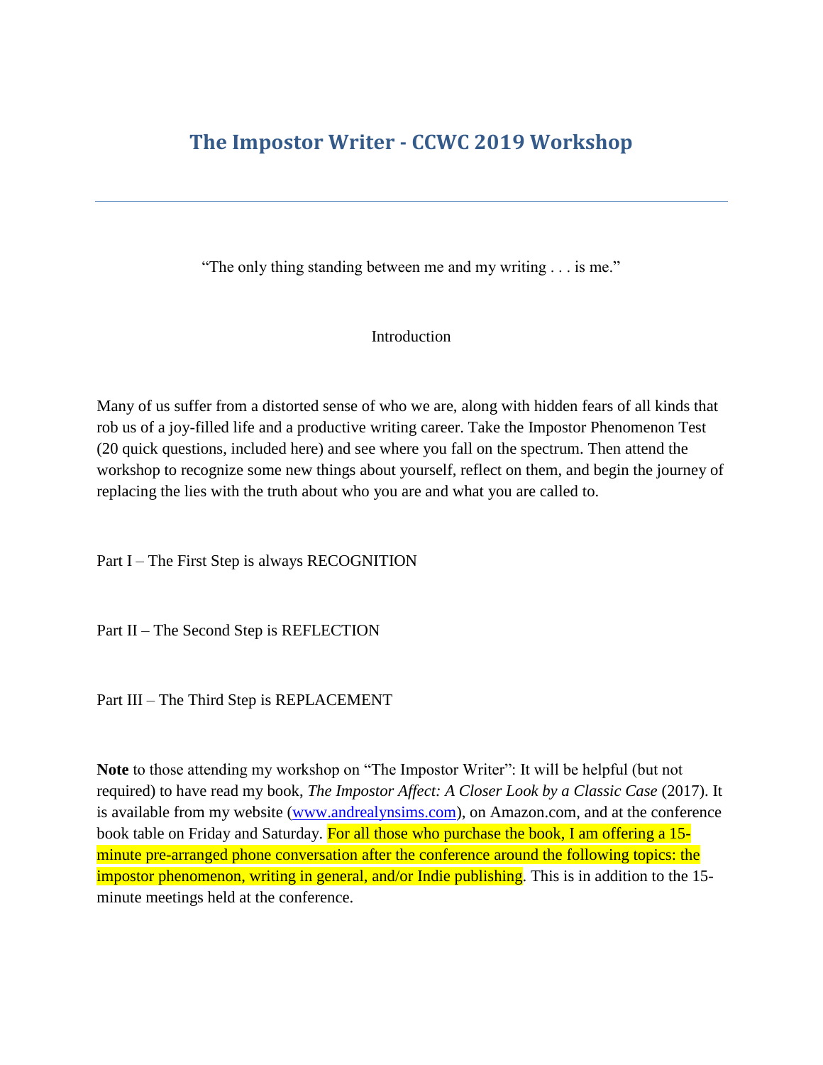# The Impostor Writer - CCWC 2019 Workshop

---

"The only thing standing between me and my writing . . . is me."

## Introduction

Many of us suffer from a distorted sense of who we are, along with hidden fears of all kinds that rob us of a joy-filled life and a productive writing career. Take the Impostor Phenomenon Test (20 quick questions, included here) and see where you fall on the spectrum. Then attend the workshop to recognize some new things about yourself, reflect on them, and begin the journey of replacing the lies with the truth about who you are and what you are called to.

Part I – The First Step is always RECOGNITION

Part II – The Second Step is REFLECTION

Part III – The Third Step is REPLACEMENT

**Note** to those attending my workshop on "The Impostor Writer": It will be helpful (but not required) to have read my book, *The Impostor Affect: A Closer Look by a Classic Case* (2017). It is available from my website (www.andrealynsims.com), on Amazon.com, and at the conference book table on Friday and Saturday. For all those who purchase the book, I am offering a 15-minute pre-arranged phone conversation after the conference around the following topics: the impostor phenomenon, writing in general, and/or Indie publishing. This is in addition to the 15-minute meetings held at the conference.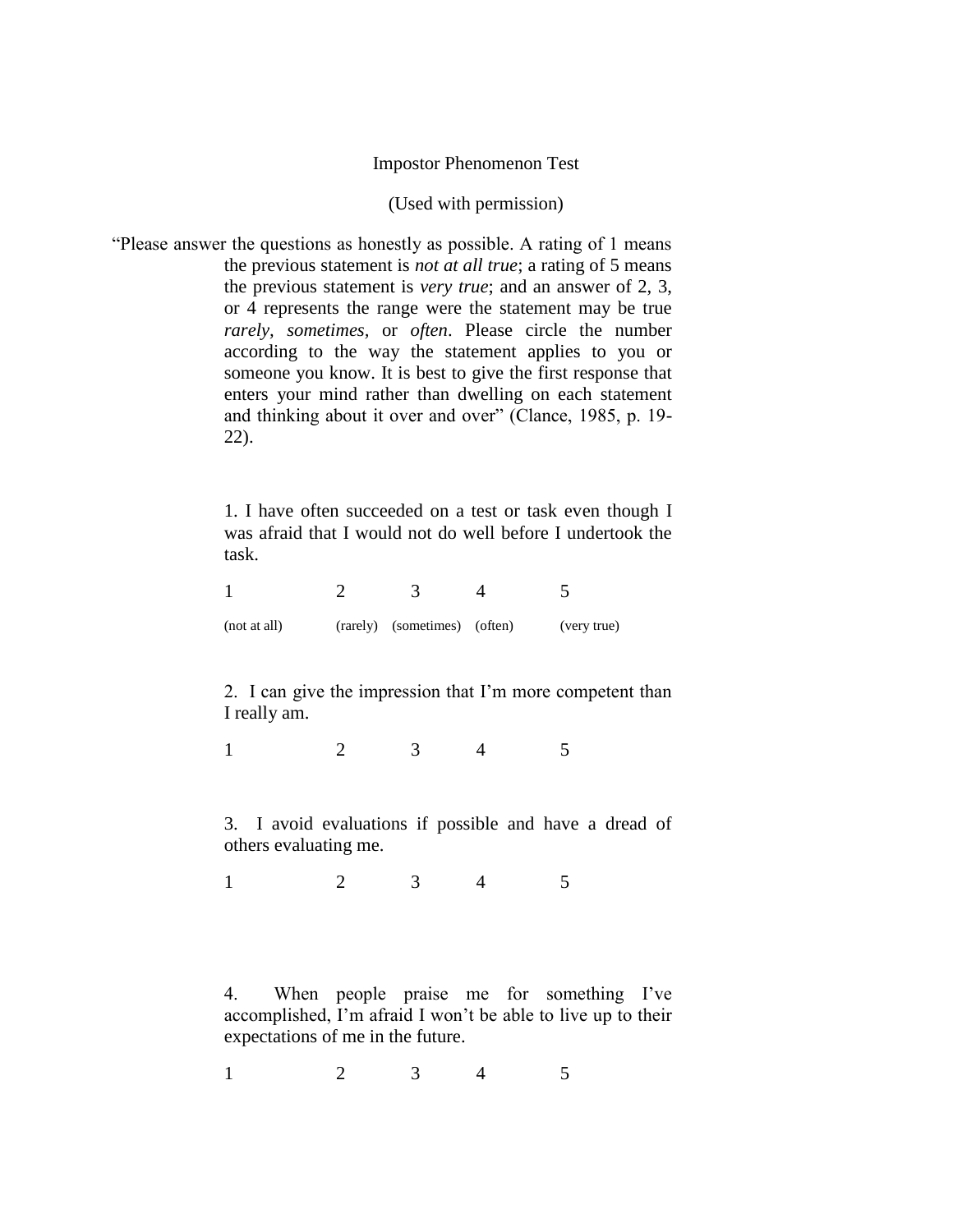Impostor Phenomenon Test

(Used with permission)

"Please answer the questions as honestly as possible. A rating of 1 means the previous statement is *not at all true*; a rating of 5 means the previous statement is *very true*; and an answer of 2, 3, or 4 represents the range were the statement may be true *rarely*, *sometimes*, or *often*. Please circle the number according to the way the statement applies to you or someone you know. It is best to give the first response that enters your mind rather than dwelling on each statement and thinking about it over and over" (Clance, 1985, p. 19-22).

1. I have often succeeded on a test or task even though I was afraid that I would not do well before I undertook the task.

| 1 | 2 | 3 | 4 | 5 |
|---|---|---|---|---|
| (not at all) | (rarely) | (sometimes) | (often) | (very true) |

2. I can give the impression that I'm more competent than I really am.

1 2 3 4 5

3. I avoid evaluations if possible and have a dread of others evaluating me.

1 2 3 4 5

4. When people praise me for something I've accomplished, I'm afraid I won't be able to live up to their expectations of me in the future.

1 2 3 4 5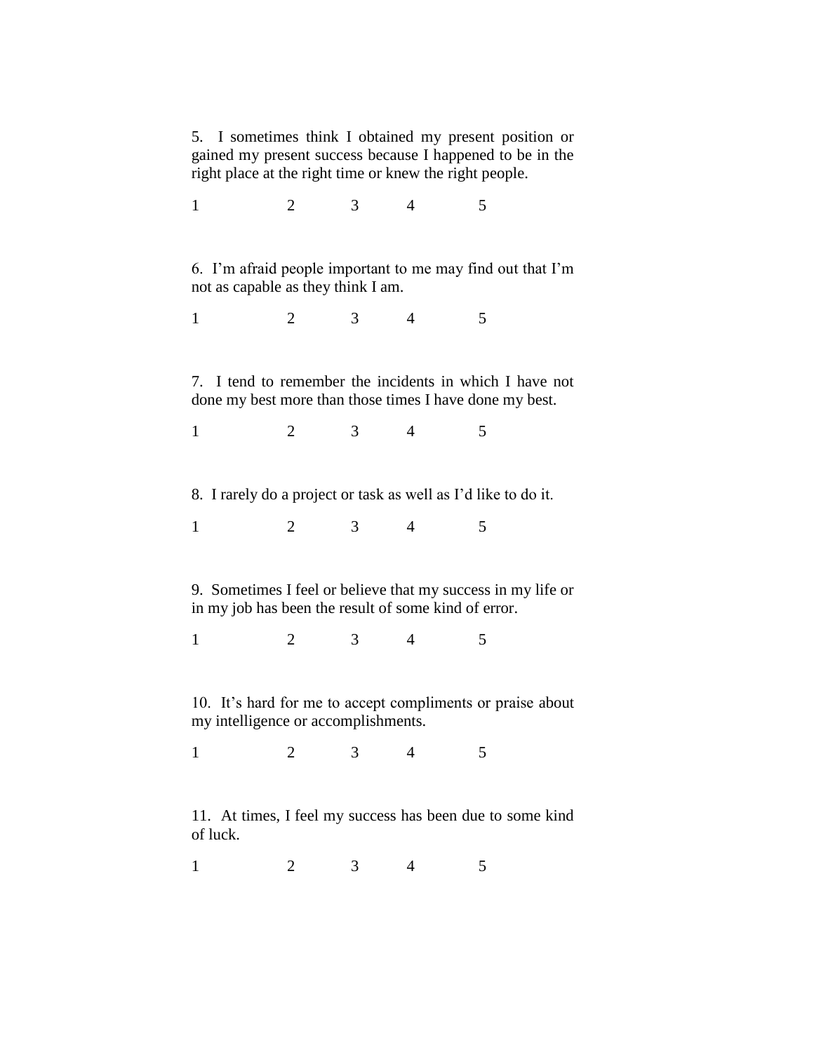5. I sometimes think I obtained my present position or gained my present success because I happened to be in the right place at the right time or knew the right people.

1 2 3 4 5

6. I'm afraid people important to me may find out that I'm not as capable as they think I am.

1 2 3 4 5

7. I tend to remember the incidents in which I have not done my best more than those times I have done my best.

1 2 3 4 5

8. I rarely do a project or task as well as I'd like to do it.

1 2 3 4 5

9. Sometimes I feel or believe that my success in my life or in my job has been the result of some kind of error.

1 2 3 4 5

10. It's hard for me to accept compliments or praise about my intelligence or accomplishments.

1 2 3 4 5

11. At times, I feel my success has been due to some kind of luck.

1 2 3 4 5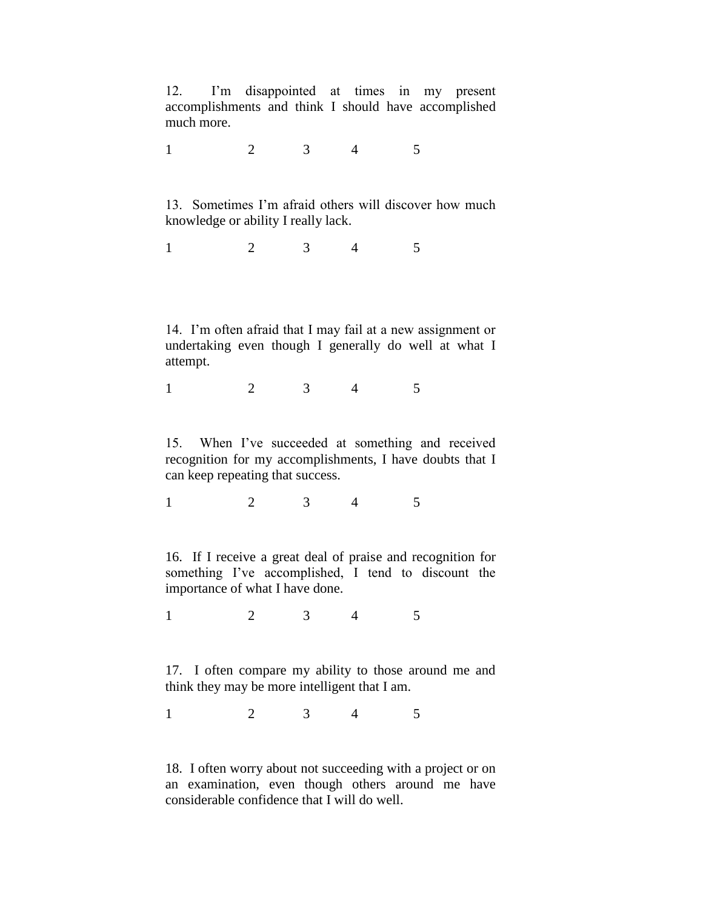12. I'm disappointed at times in my present accomplishments and think I should have accomplished much more.

1 2 3 4 5

13. Sometimes I'm afraid others will discover how much knowledge or ability I really lack.

1 2 3 4 5

14. I'm often afraid that I may fail at a new assignment or undertaking even though I generally do well at what I attempt.

1 2 3 4 5

15. When I've succeeded at something and received recognition for my accomplishments, I have doubts that I can keep repeating that success.

1 2 3 4 5

16. If I receive a great deal of praise and recognition for something I've accomplished, I tend to discount the importance of what I have done.

1 2 3 4 5

17. I often compare my ability to those around me and think they may be more intelligent that I am.

1 2 3 4 5

18. I often worry about not succeeding with a project or on an examination, even though others around me have considerable confidence that I will do well.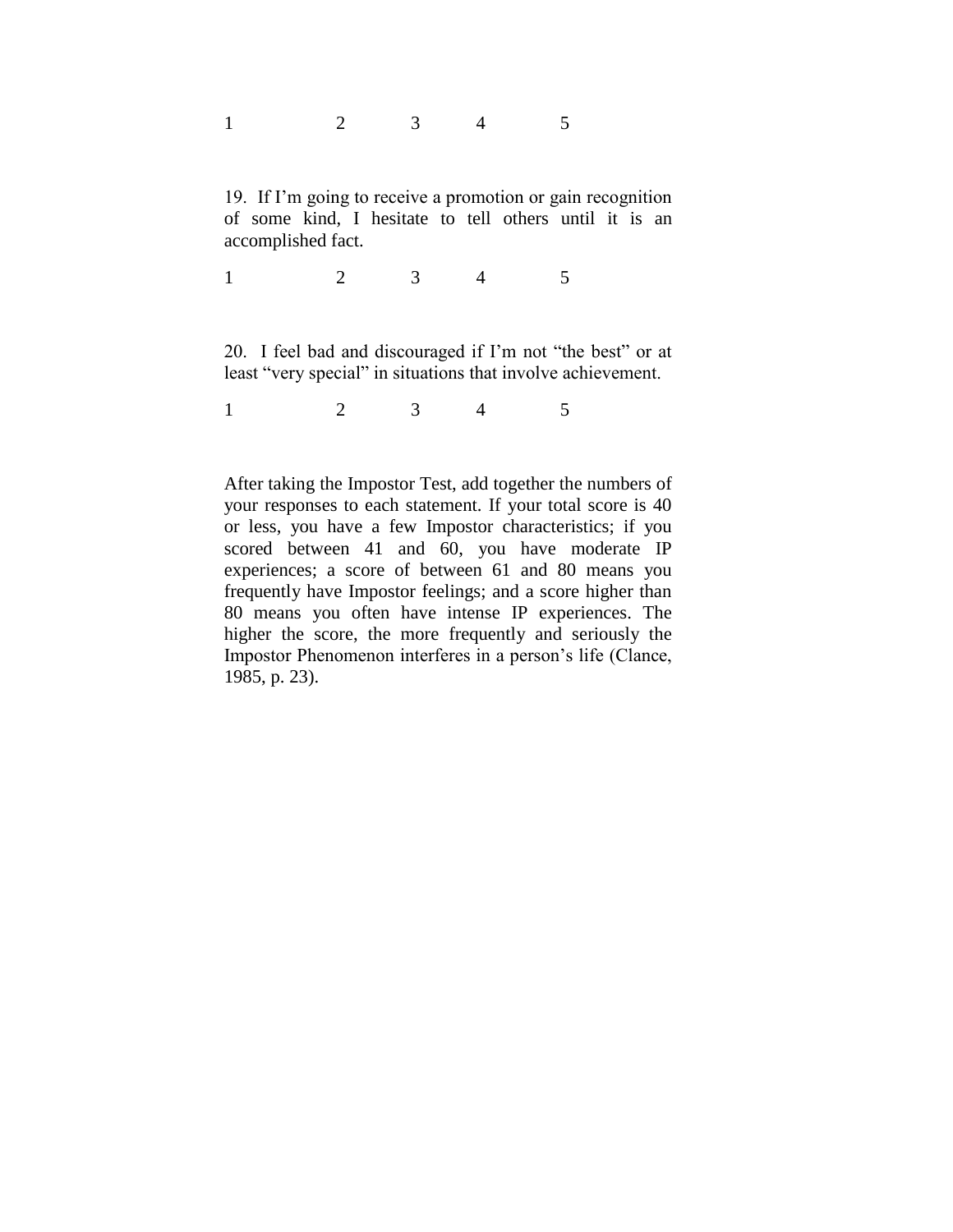1 2 3 4 5

19. If I'm going to receive a promotion or gain recognition of some kind, I hesitate to tell others until it is an accomplished fact.

1 2 3 4 5

20. I feel bad and discouraged if I'm not "the best" or at least "very special" in situations that involve achievement.

1 2 3 4 5

After taking the Impostor Test, add together the numbers of your responses to each statement. If your total score is 40 or less, you have a few Impostor characteristics; if you scored between 41 and 60, you have moderate IP experiences; a score of between 61 and 80 means you frequently have Impostor feelings; and a score higher than 80 means you often have intense IP experiences. The higher the score, the more frequently and seriously the Impostor Phenomenon interferes in a person's life (Clance, 1985, p. 23).